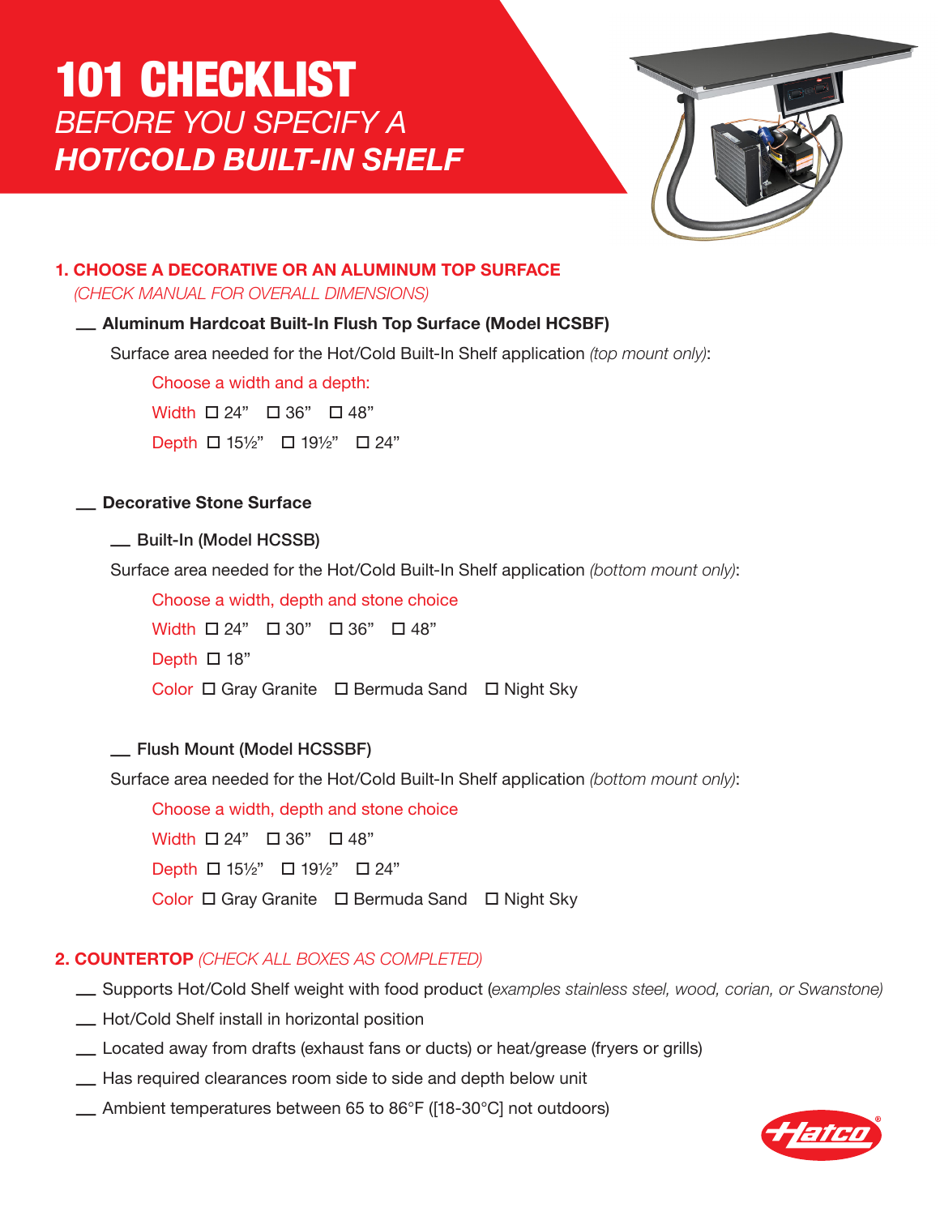# 101 CHECKLIST

## *BEFORE YOU SPECIFY A HOT/COLD BUILT-IN SHELF*

### 1. CHOOSE A DECORATIVE OR AN ALUMINUM TOP SURFACE
*(CHECK MANUAL FOR OVERALL DIMENSIONS)*

__ **Aluminum Hardcoat Built-In Flush Top Surface (Model HCSBF)**

Surface area needed for the Hot/Cold Built-In Shelf application *(top mount only)*:

Choose a width and a depth:

Width ☐ 24" ☐ 36" ☐ 48"

Depth ☐ 15½" ☐ 19½" ☐ 24"

__ **Decorative Stone Surface**

__ **Built-In (Model HCSSB)**

Surface area needed for the Hot/Cold Built-In Shelf application *(bottom mount only)*:

Choose a width, depth and stone choice

Width ☐ 24" ☐ 30" ☐ 36" ☐ 48"

Depth ☐ 18"

Color ☐ Gray Granite ☐ Bermuda Sand ☐ Night Sky

__ **Flush Mount (Model HCSSBF)**

Surface area needed for the Hot/Cold Built-In Shelf application *(bottom mount only)*:

Choose a width, depth and stone choice

Width ☐ 24" ☐ 36" ☐ 48"

Depth ☐ 15½" ☐ 19½" ☐ 24"

Color ☐ Gray Granite ☐ Bermuda Sand ☐ Night Sky

### 2. COUNTERTOP *(CHECK ALL BOXES AS COMPLETED)*

__ Supports Hot/Cold Shelf weight with food product (*examples stainless steel, wood, corian, or Swanstone)*

__ Hot/Cold Shelf install in horizontal position

__ Located away from drafts (exhaust fans or ducts) or heat/grease (fryers or grills)

__ Has required clearances room side to side and depth below unit

__ Ambient temperatures between 65 to 86°F ([18-30°C] not outdoors)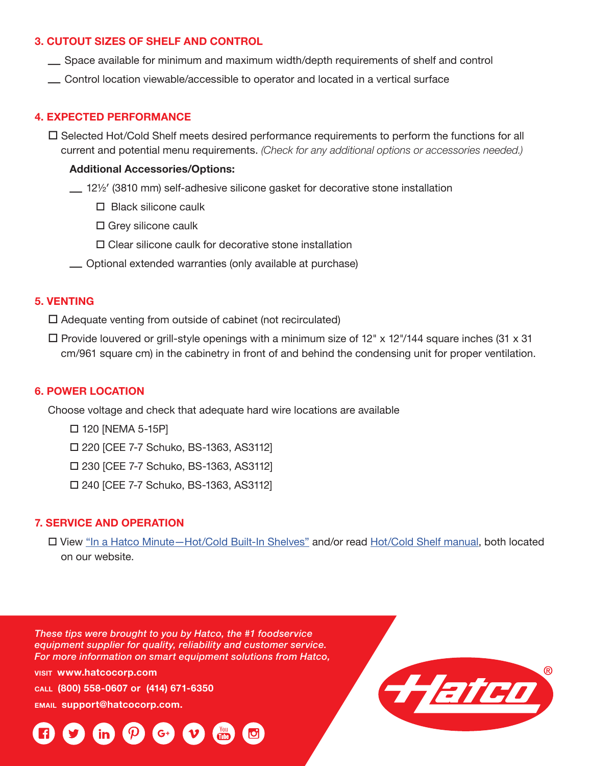## 3. CUTOUT SIZES OF SHELF AND CONTROL

__ Space available for minimum and maximum width/depth requirements of shelf and control

__ Control location viewable/accessible to operator and located in a vertical surface

## 4. EXPECTED PERFORMANCE

☐ Selected Hot/Cold Shelf meets desired performance requirements to perform the functions for all current and potential menu requirements. *(Check for any additional options or accessories needed.)*

**Additional Accessories/Options:**

__ 12½′ (3810 mm) self-adhesive silicone gasket for decorative stone installation

- ☐ Black silicone caulk
- ☐ Grey silicone caulk
- ☐ Clear silicone caulk for decorative stone installation

__ Optional extended warranties (only available at purchase)

## 5. VENTING

☐ Adequate venting from outside of cabinet (not recirculated)

☐ Provide louvered or grill-style openings with a minimum size of 12" x 12"/144 square inches (31 x 31 cm/961 square cm) in the cabinetry in front of and behind the condensing unit for proper ventilation.

## 6. POWER LOCATION

Choose voltage and check that adequate hard wire locations are available

- ☐ 120 [NEMA 5-15P]
- ☐ 220 [CEE 7-7 Schuko, BS-1363, AS3112]
- ☐ 230 [CEE 7-7 Schuko, BS-1363, AS3112]
- ☐ 240 [CEE 7-7 Schuko, BS-1363, AS3112]

## 7. SERVICE AND OPERATION

☐ View "In a Hatco Minute—Hot/Cold Built-In Shelves" and/or read Hot/Cold Shelf manual, both located on our website.

*These tips were brought to you by Hatco, the #1 foodservice equipment supplier for quality, reliability and customer service. For more information on smart equipment solutions from Hatco,*

VISIT **www.hatcocorp.com**

CALL **(800) 558-0607 or (414) 671-6350**

EMAIL **support@hatcocorp.com.**

Hatco®